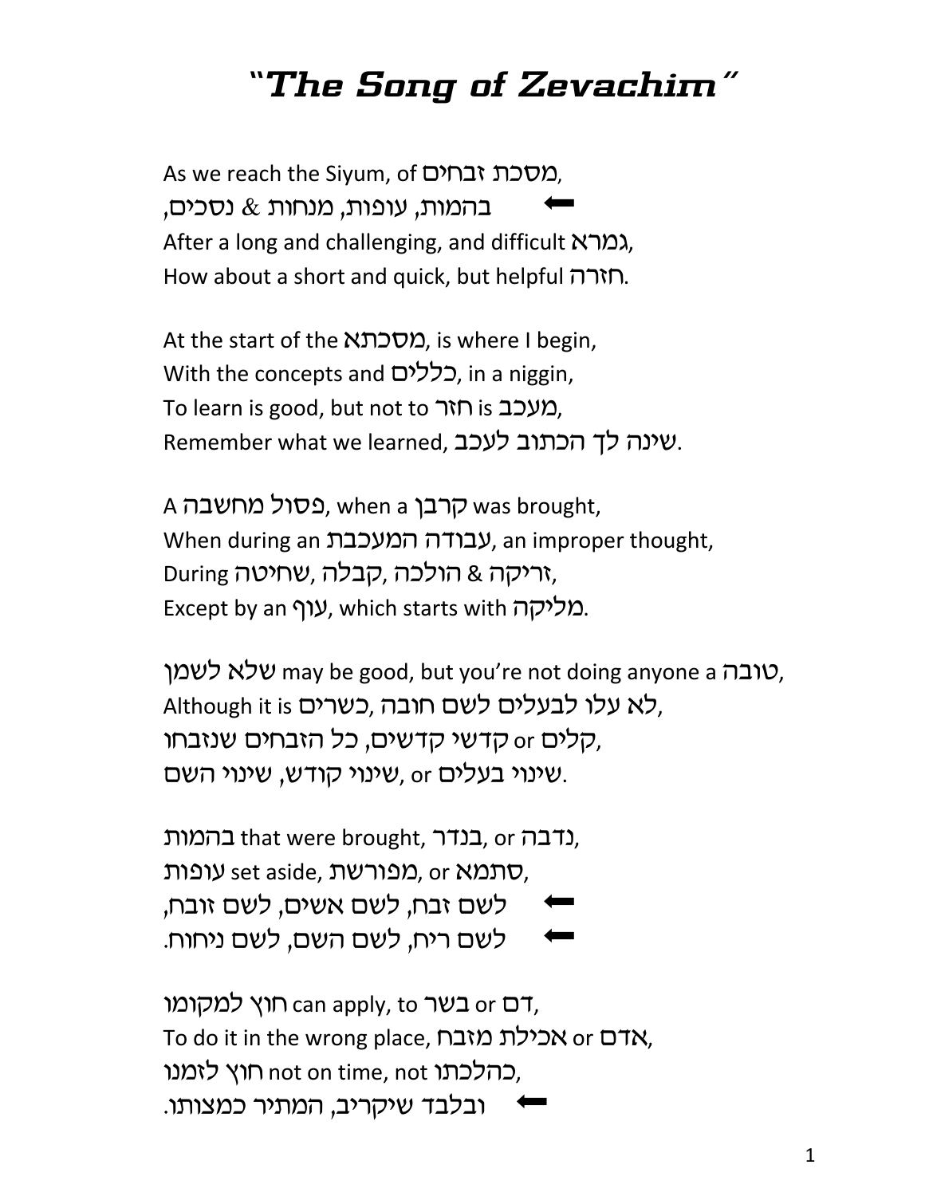# "The Song of Zevachim"

As we reach the Siyum, of מסכת זבחים,
⬅ בהמות, עופות, מנחות & נסכים,
After a long and challenging, and difficult גמרא,
How about a short and quick, but helpful חזרה.

At the start of the מסכתא, is where I begin,
With the concepts and כללים, in a niggin,
To learn is good, but not to חזר is מעכב,
Remember what we learned, שינה לך הכתוב לעכב.

A פסול מחשבה, when a קרבן was brought,
When during an עבודה המעכבת, an improper thought,
During שחיטה, קבלה, הולכה & זריקה,
Except by an עוף, which starts with מליקה.

שלא לשמן may be good, but you're not doing anyone a טובה,
Although it is כשרים, לא עלו לבעלים לשם חובה,
קדשי קדשים, כל הזבחים שנזבחו or קלים,
שינוי קודש, שינוי השם, or שינוי בעלים.

בהמות that were brought, בנדר, or נדבה,
עופות set aside, מפורשת, or סתמא,
⬅ לשם זבח, לשם אשים, לשם זובח,
⬅ לשם ריח, לשם השם, לשם ניחוח.

חוץ למקומו can apply, to בשר or דם,
To do it in the wrong place, אכילת מזבח or אדם,
חוץ לזמנו not on time, not כהלכתו,
⬅ ובלבד שיקריב, המתיר כמצותו.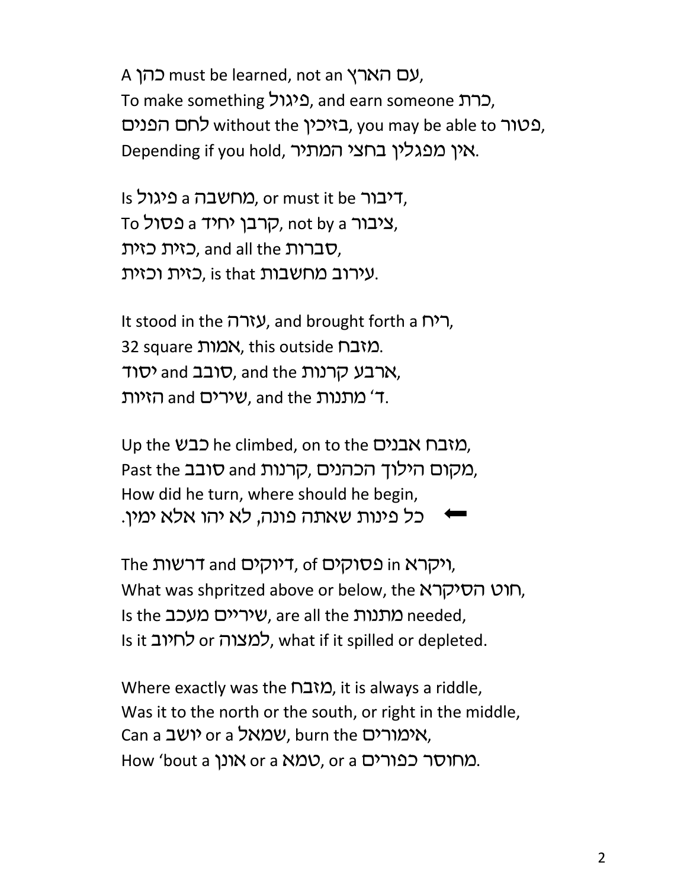A כהן must be learned, not an עם הארץ,
To make something פיגול, and earn someone כרת,
לחם הפנים without the בזיכין, you may be able to פטור,
Depending if you hold, אין מפגלין בחצי המתיר.

Is פיגול a מחשבה, or must it be דיבור,
To פסול a קרבן יחיד, not by a ציבור,
כזית כזית, and all the סברות,
כזית וכזית, is that עירוב מחשבות.

It stood in the עזרה, and brought forth a ריח,
32 square אמות, this outside מזבח.
יסוד and סובב, and the ארבע קרנות,
הזיות and שירים, and the ד' מתנות.

Up the כבש he climbed, on to the מזבח אבנים,
Past the סובב and קרנות, מקום הילוך הכהנים,
How did he turn, where should he begin,
← כל פינות שאתה פונה, לא יהו אלא ימין.

The דרשות and דיוקים, of פסוקים in ויקרא,
What was shpritzed above or below, the חוט הסיקרא,
Is the שיריים מעכב, are all the מתנות needed,
Is it לחיוב or למצוה, what if it spilled or depleted.

Where exactly was the מזבח, it is always a riddle,
Was it to the north or the south, or right in the middle,
Can a יושב or a שמאל, burn the אימורים,
How 'bout a אונן or a טמא, or a מחוסר כפורים.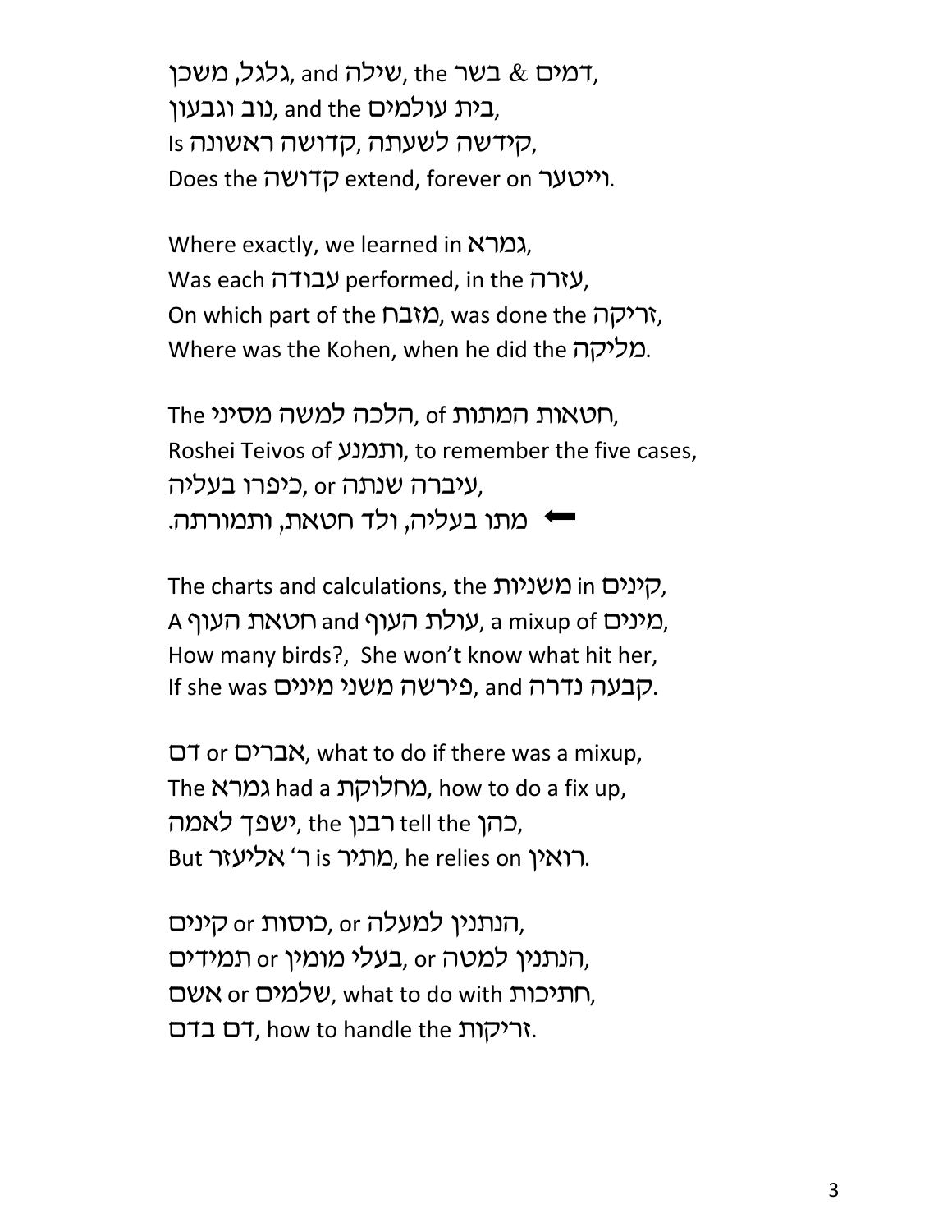גלגל, משכן, and שילה, the בשר & דמים,
נוב וגבעון, and the בית עולמים,
Is קידשה לשעתה, קדושה ראשונה,
Does the קדושה extend, forever on ווייטער.

Where exactly, we learned in גמרא,
Was each עבודה performed, in the עזרה,
On which part of the מזבח, was done the זריקה,
Where was the Kohen, when he did the מליקה.

The הלכה למשה מסיני, of חטאות המתות,
Roshei Teivos of ותמנע, to remember the five cases,
עיברה שנתה, or כיפרו בעליה,
⬅ מתו בעליה, ולד חטאת, ותמורתה.

The charts and calculations, the משניות in קינים,
A חטאת העוף and עולת העוף, a mixup of מינים,
How many birds?, She won't know what hit her,
If she was פירשה משני מינים, and קבעה נדרה.

דם or אברים, what to do if there was a mixup,
The גמרא had a מחלוקת, how to do a fix up,
ישפך לאמה, the רבנן tell the כהן,
But ר' אליעזר is מתיר, he relies on רואין.

קינים or כוסות, or הנתנין למעלה,
תמידים or בעלי מומין, or הנתנין למטה,
אשם or שלמים, what to do with חתיכות,
דם בדם, how to handle the זריקות.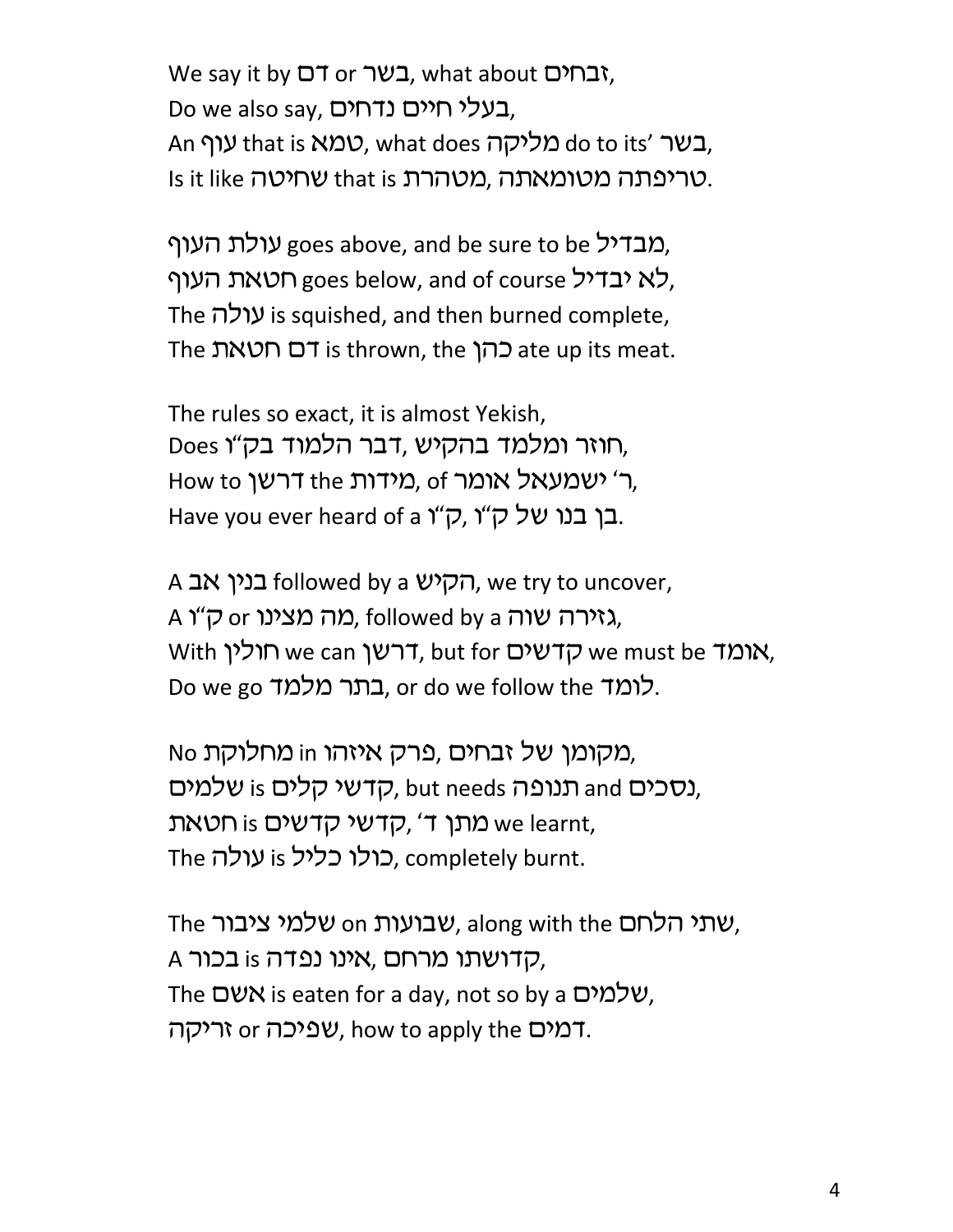We say it by דם or בשר, what about זבחים,
Do we also say, בעלי חיים נדחים,
An עוף that is טמא, what does מליקה do to its' בשר,
Is it like שחיטה that is מטהרת, טריפתה מטומאתה.

עולת העוף goes above, and be sure to be מבדיל,
חטאת העוף goes below, and of course לא יבדיל,
The עולה is squished, and then burned complete,
The דם חטאת is thrown, the כהן ate up its meat.

The rules so exact, it is almost Yekish,
Does חוזר ומלמד בהקיש, דבר הלמוד בק"ו,
How to דרשן the מידות, of ר' ישמעאל אומר,
Have you ever heard of a בן בנו של ק"ו, ק"ו.

A בנין אב followed by a הקיש, we try to uncover,
A ק"ו or מה מצינו, followed by a גזירה שוה,
With חולין we can דרשן, but for קדשים we must be אומד,
Do we go בתר מלמד, or do we follow the לומד.

No מחלוקת in מקומן של זבחים, פרק איזהו,
שלמים is קדשי קלים, but needs תנופה and נסכים,
חטאת is מתן ד', קדשי קדשים we learnt,
The עולה is כולו כליל, completely burnt.

The שלמי ציבור on שבועות, along with the שתי הלחם,
A בכור is קדושתו מרחם, אינו נפדה,
The אשם is eaten for a day, not so by a שלמים,
זריקה or שפיכה, how to apply the דמים.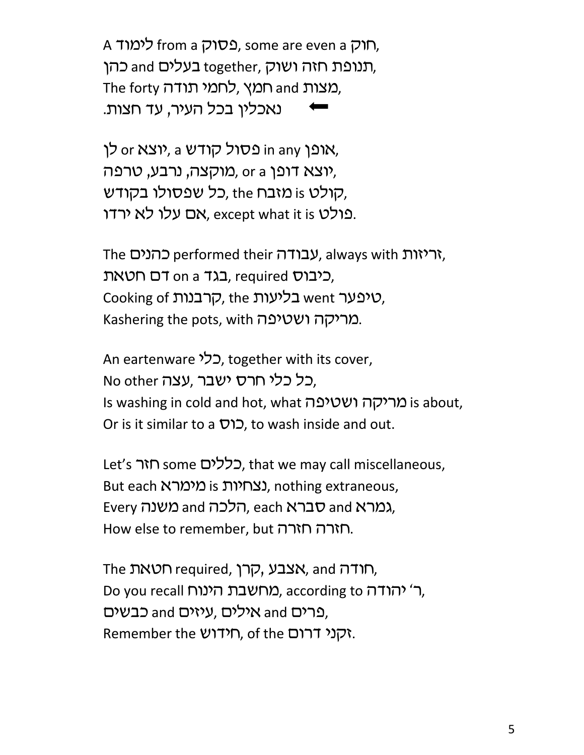A לימוד from a פסוק, some are even a חוק,
כהן and בעלים together, תנופת חזה ושוק,
The forty לחמי תודה, חמץ and מצות,
⬅ נאכלין בכל העיר, עד חצות.

לן or יוצא, a פסול קודש in any אופן,
מוקצה, נרבע, טרפה, or a יוצא דופן,
כל שפסולו בקודש, the מזבח is קולט,
אם עלו לא ירדו, except what it is פולט.

The כהנים performed their עבודה, always with זריזות,
דם חטאת on a בגד, required כיבוס,
Cooking of קרבנות, the בליעות went טיפער,
Kashering the pots, with מריקה ושטיפה.

An eartenware כלי, together with its cover,
No other עצה, כל כלי חרס ישבר,
Is washing in cold and hot, what מריקה ושטיפה is about,
Or is it similar to a כוס, to wash inside and out.

Let's חזר some כללים, that we may call miscellaneous,
But each מימרא is נצחיות, nothing extraneous,
Every משנה and הלכה, each סברא and גמרא,
How else to remember, but חזרה חזרה.

The חטאת required, אצבע, קרן, and חודה,
Do you recall מחשבת הינוח, according to ר' יהודה,
פרים and אילים, עיזים and כבשים,
Remember the חידוש, of the זקני דרום.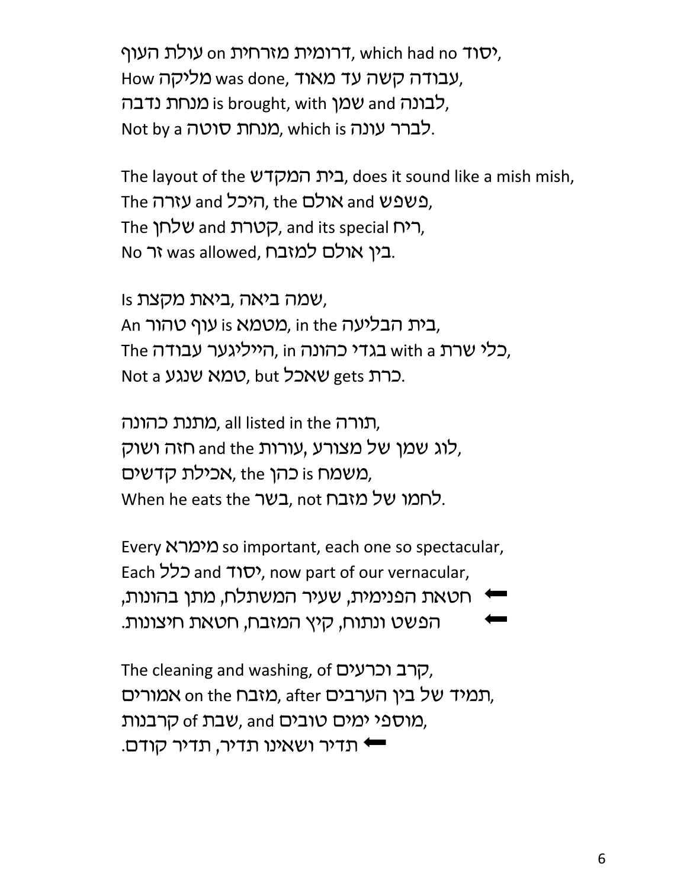עולת העוף on דרומית מזרחית, which had no יסוד,
How מליקה was done, עבודה קשה עד מאוד,
מנחת נדבה is brought, with שמן and לבונה,
Not by a מנחת סוטה, which is לברר עונה.

The layout of the בית המקדש, does it sound like a mish mish,
The עזרה and היכל, the אולם and פשפש,
The שלחן and קטרת, and its special ריח,
No זר was allowed, בין אולם למזבח.

Is שמה ביאה ,ביאת מקצת,
An עוף טהור is מטמא, in the בית הבליעה,
The הייליגער עבודה, in בגדי כהונה with a כלי שרת,
Not a טמא שנגע, but שאכל gets כרת.

מתנת כהונה, all listed in the תורה,
חזה ושוק and the עורות ,לוג שמן של מצורע,
אכילת קדשים, the כהן is משמח,
When he eats the בשר, not לחמו של מזבח.

Every מימרא so important, each one so spectacular,
Each כלל and יסוד, now part of our vernacular,
⟵ חטאת הפנימית, שעיר המשתלח, מתן בהונות,
⟵ הפשט ונתוח, קיץ המזבח, חטאת חיצונות.

The cleaning and washing, of קרב וכרעים,
אמורים on the מזבח, after תמיד של בין הערבים,
קרבנות of שבת, and מוספי ימים טובים,
⟵ תדיר ושאינו תדיר, תדיר קודם.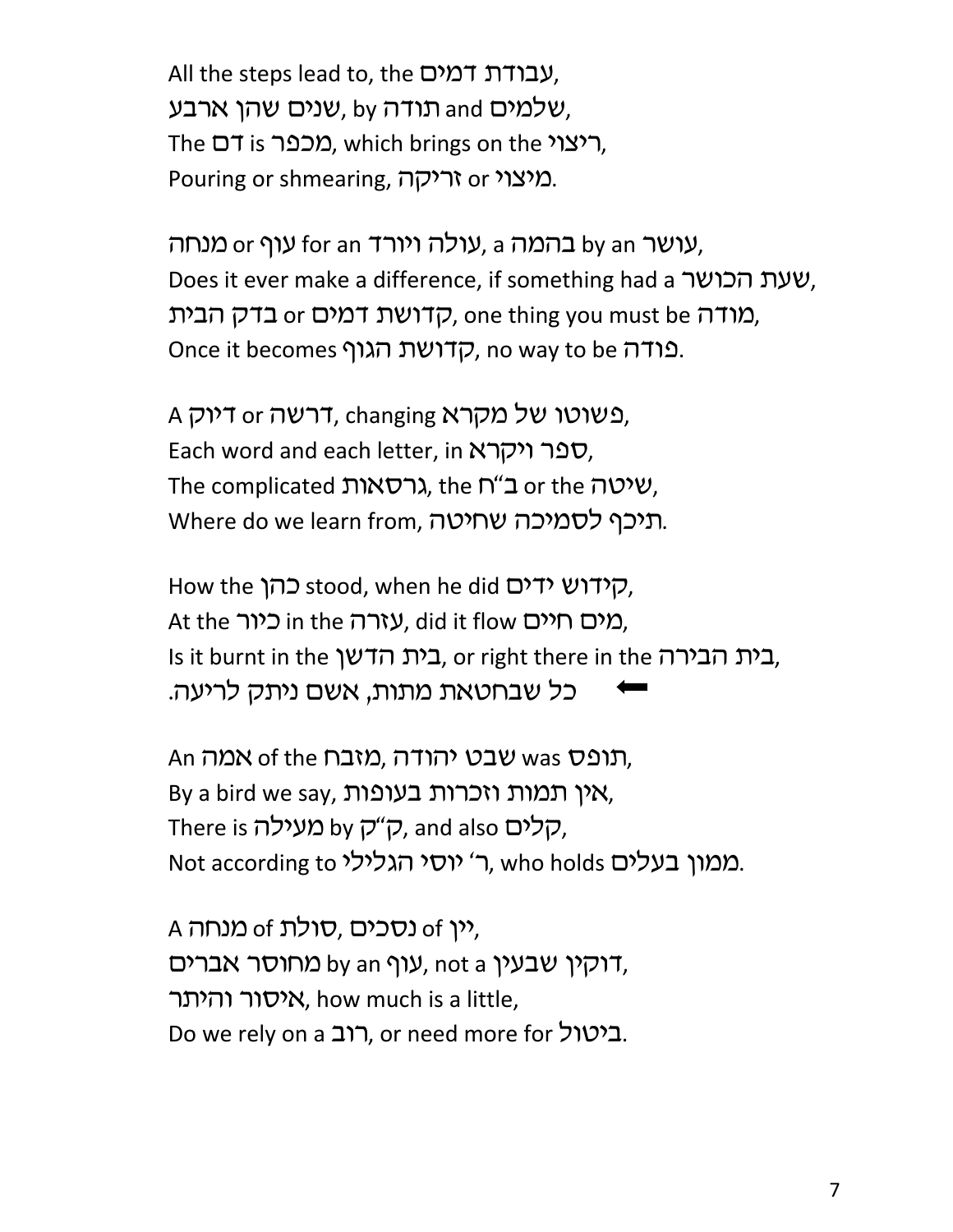All the steps lead to, the עבודת דמים,
שנים שהן ארבע, by תודה and שלמים,
The דם is מכפר, which brings on the ריצוי,
Pouring or shmearing, זריקה or מיצוי.

מנחה or עוף for an עולה ויורד, a בהמה by an עושר,
Does it ever make a difference, if something had a שעת הכושר,
בדק הבית or קדושת דמים, one thing you must be מודה,
Once it becomes קדושת הגוף, no way to be פודה.

A דיוק or דרשה, changing פשוטו של מקרא,
Each word and each letter, in ספר ויקרא,
The complicated גרסאות, the ב"ח or the שיטה,
Where do we learn from, תיכף לסמיכה שחיטה.

How the כהן stood, when he did קידוש ידים,
At the כיור in the עזרה, did it flow מים חיים,
Is it burnt in the בית הדשן, or right there in the בית הבירה,
כל שבחטאת מתות, אשם ניתק לריעה. ⬅

An אמה of the מזבח, שבט יהודה was תופס,
By a bird we say, אין תמות וזכרות בעופות,
There is מעילה by ק"ק, and also קלים,
Not according to ר' יוסי הגלילי, who holds ממון בעלים.

A מנחה of סולת, נסכים of יין,
מחוסר אברים by an עוף, not a דוקין שבעין,
איסור והיתר, how much is a little,
Do we rely on a רוב, or need more for ביטול.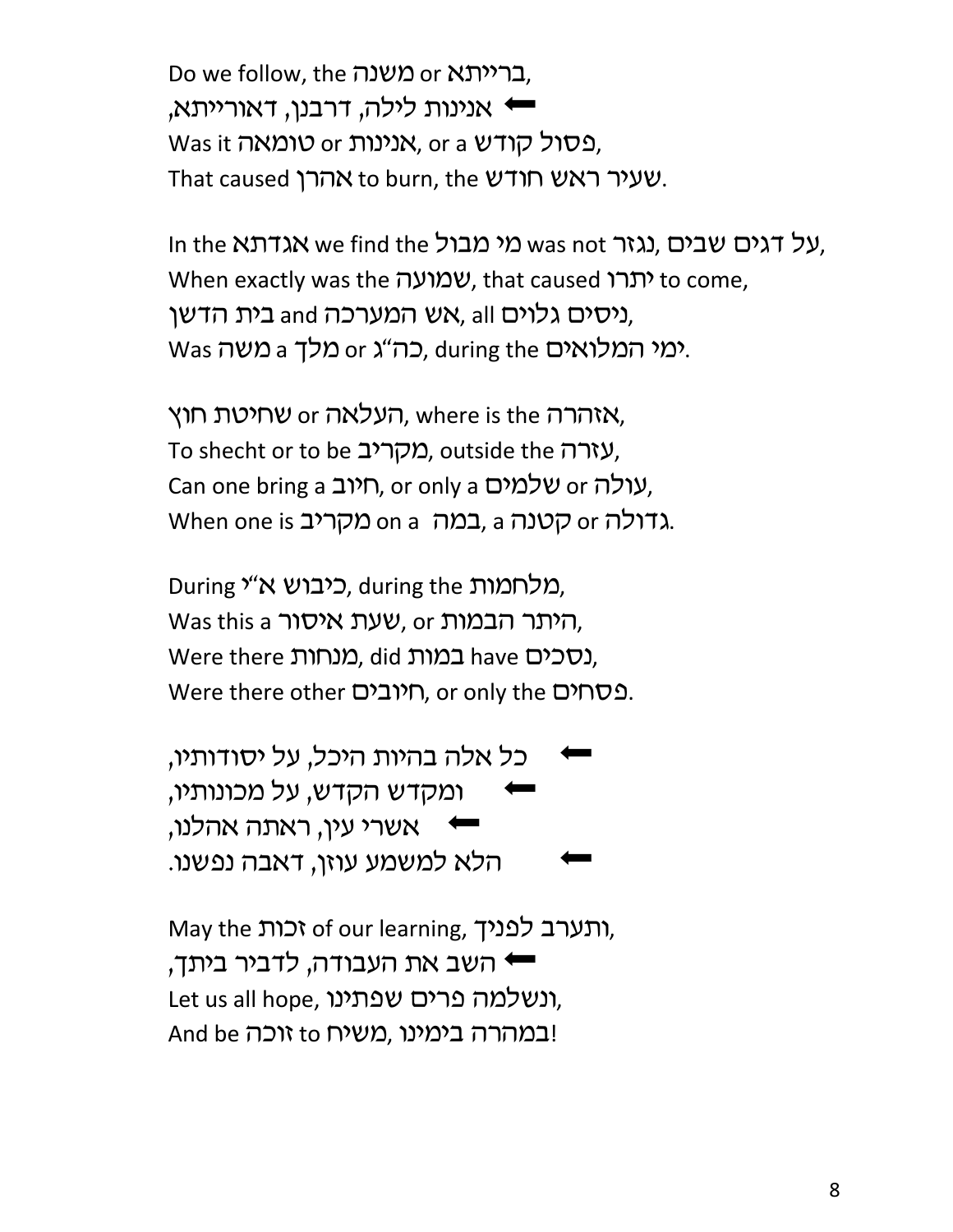Do we follow, the משנה or ברייתא,
⬅ אנינות לילה, דרבנן, דאורייתא,
Was it טומאה or אנינות, or a פסול קודש,
That caused אהרן to burn, the שעיר ראש חודש.

In the אגדתא we find the מי מבול was not נגזר, על דגים שבים,
When exactly was the שמועה, that caused יתרו to come,
בית הדשן and אש המערכה, all ניסים גלוים,
Was משה a מלך or כה"ג, during the ימי המלואים.

שחיטת חוץ or העלאה, where is the אזהרה,
To shecht or to be מקריב, outside the עזרה,
Can one bring a חיוב, or only a שלמים or עולה,
When one is מקריב on a במה, a קטנה or גדולה.

During כיבוש א"י, during the מלחמות,
Was this a שעת איסור, or היתר הבמות,
Were there מנחות, did במות have נסכים,
Were there other חיובים, or only the פסחים.

⬅ כל אלה בהיות היכל, על יסודותיו,
⬅ ומקדש הקדש, על מכונותיו,
⬅ אשרי עין, ראתה אהלנו,
⬅ הלא למשמע עוזן, דאבה נפשנו.

May the זכות of our learning, ותערב לפניך,
⬅ השב את העבודה, לדביר ביתך,
Let us all hope, ונשלמה פרים שפתינו,
And be זוכה to משיח, במהרה בימינו!